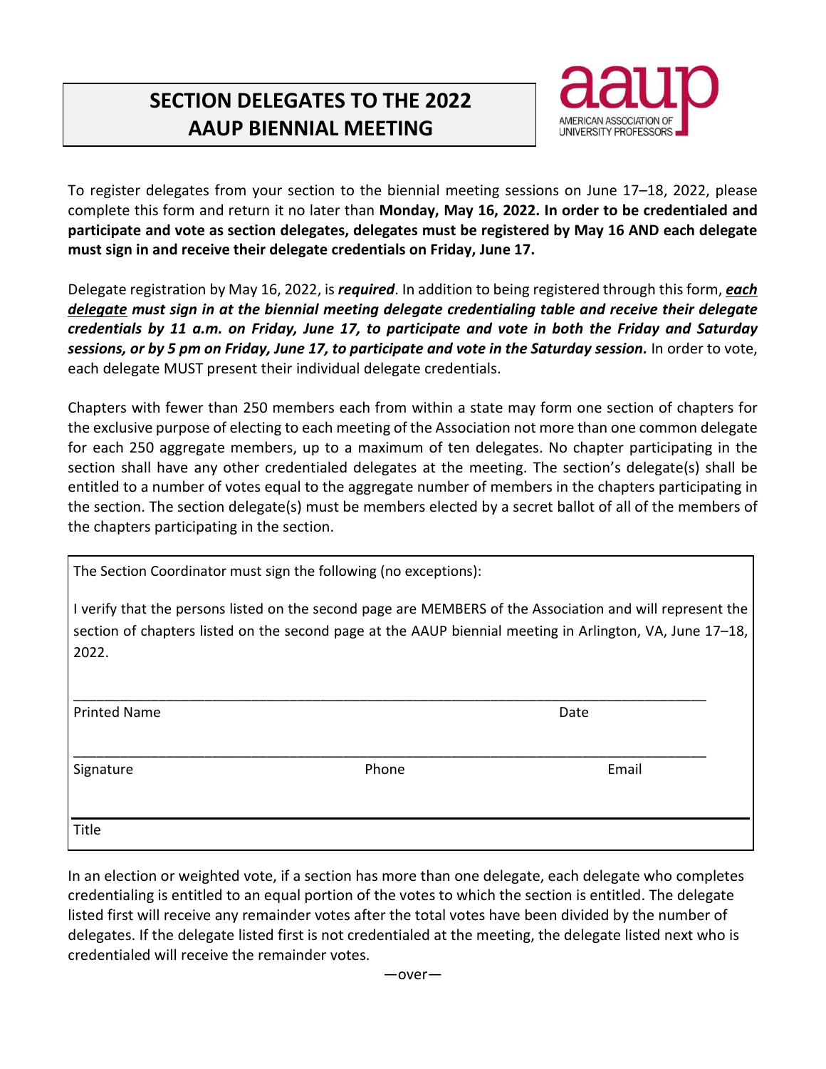# SECTION DELEGATES TO THE 2022 AAUP BIENNIAL MEETING

To register delegates from your section to the biennial meeting sessions on June 17–18, 2022, please complete this form and return it no later than **Monday, May 16, 2022. In order to be credentialed and participate and vote as section delegates, delegates must be registered by May 16 AND each delegate must sign in and receive their delegate credentials on Friday, June 17.**

Delegate registration by May 16, 2022, is ***required***. In addition to being registered through this form, ***each delegate must sign in at the biennial meeting delegate credentialing table and receive their delegate credentials by 11 a.m. on Friday, June 17, to participate and vote in both the Friday and Saturday sessions, or by 5 pm on Friday, June 17, to participate and vote in the Saturday session.*** In order to vote, each delegate MUST present their individual delegate credentials.

Chapters with fewer than 250 members each from within a state may form one section of chapters for the exclusive purpose of electing to each meeting of the Association not more than one common delegate for each 250 aggregate members, up to a maximum of ten delegates. No chapter participating in the section shall have any other credentialed delegates at the meeting. The section's delegate(s) shall be entitled to a number of votes equal to the aggregate number of members in the chapters participating in the section. The section delegate(s) must be members elected by a secret ballot of all of the members of the chapters participating in the section.

The Section Coordinator must sign the following (no exceptions):

I verify that the persons listed on the second page are MEMBERS of the Association and will represent the section of chapters listed on the second page at the AAUP biennial meeting in Arlington, VA, June 17–18, 2022.

\_\_\_\_\_\_\_\_\_\_\_\_\_\_\_\_\_\_\_\_\_\_\_\_\_\_\_\_\_\_\_\_\_\_\_\_\_\_\_\_\_\_\_\_\_\_\_\_\_\_\_\_\_\_\_\_\_\_\_\_\_\_\_\_\_\_\_\_\_\_\_\_

Printed Name                                                    Date

\_\_\_\_\_\_\_\_\_\_\_\_\_\_\_\_\_\_\_\_\_\_\_\_\_\_\_\_\_\_\_\_\_\_\_\_\_\_\_\_\_\_\_\_\_\_\_\_\_\_\_\_\_\_\_\_\_\_\_\_\_\_\_\_\_\_\_\_\_\_\_\_

Signature                         Phone                         Email

\_\_\_\_\_\_\_\_\_\_\_\_\_\_\_\_\_\_\_\_\_\_\_\_\_\_\_\_\_\_\_\_\_\_\_\_\_\_\_\_\_\_\_\_\_\_\_\_\_\_\_\_\_\_\_\_\_\_\_\_\_\_\_\_\_\_\_\_\_\_\_\_

Title

In an election or weighted vote, if a section has more than one delegate, each delegate who completes credentialing is entitled to an equal portion of the votes to which the section is entitled. The delegate listed first will receive any remainder votes after the total votes have been divided by the number of delegates. If the delegate listed first is not credentialed at the meeting, the delegate listed next who is credentialed will receive the remainder votes.

—over—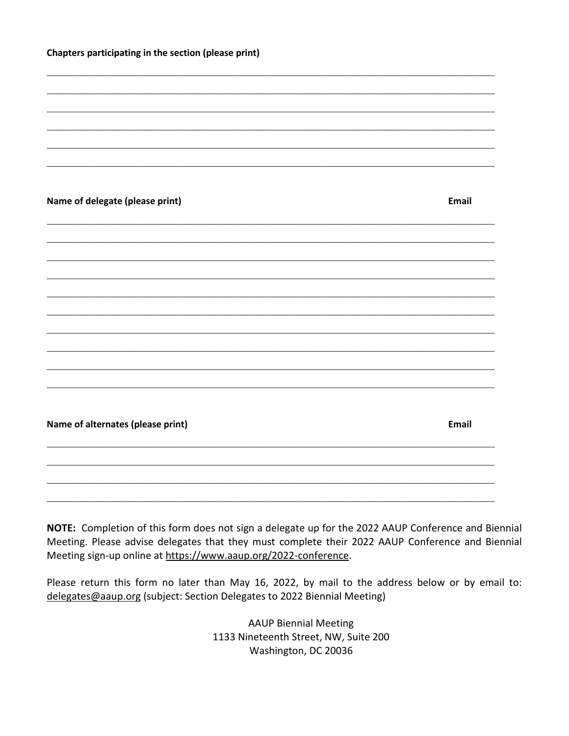**Chapters participating in the section (please print)**

\_\_\_\_\_\_\_\_\_\_\_\_\_\_\_\_\_\_\_\_\_\_\_\_\_\_\_\_\_\_\_\_\_\_\_\_\_\_\_\_\_\_\_\_\_\_\_\_\_\_\_\_\_\_\_\_\_\_\_\_

\_\_\_\_\_\_\_\_\_\_\_\_\_\_\_\_\_\_\_\_\_\_\_\_\_\_\_\_\_\_\_\_\_\_\_\_\_\_\_\_\_\_\_\_\_\_\_\_\_\_\_\_\_\_\_\_\_\_\_\_

\_\_\_\_\_\_\_\_\_\_\_\_\_\_\_\_\_\_\_\_\_\_\_\_\_\_\_\_\_\_\_\_\_\_\_\_\_\_\_\_\_\_\_\_\_\_\_\_\_\_\_\_\_\_\_\_\_\_\_\_

\_\_\_\_\_\_\_\_\_\_\_\_\_\_\_\_\_\_\_\_\_\_\_\_\_\_\_\_\_\_\_\_\_\_\_\_\_\_\_\_\_\_\_\_\_\_\_\_\_\_\_\_\_\_\_\_\_\_\_\_

\_\_\_\_\_\_\_\_\_\_\_\_\_\_\_\_\_\_\_\_\_\_\_\_\_\_\_\_\_\_\_\_\_\_\_\_\_\_\_\_\_\_\_\_\_\_\_\_\_\_\_\_\_\_\_\_\_\_\_\_

\_\_\_\_\_\_\_\_\_\_\_\_\_\_\_\_\_\_\_\_\_\_\_\_\_\_\_\_\_\_\_\_\_\_\_\_\_\_\_\_\_\_\_\_\_\_\_\_\_\_\_\_\_\_\_\_\_\_\_\_

| **Name of delegate (please print)** | **Email** |
| --- | --- |
| | |
| | |
| | |
| | |
| | |
| | |
| | |
| | |
| | |
| | |

| **Name of alternates (please print)** | **Email** |
| --- | --- |
| | |
| | |
| | |
| | |

**NOTE:** Completion of this form does not sign a delegate up for the 2022 AAUP Conference and Biennial Meeting. Please advise delegates that they must complete their 2022 AAUP Conference and Biennial Meeting sign-up online at https://www.aaup.org/2022-conference.

Please return this form no later than May 16, 2022, by mail to the address below or by email to: delegates@aaup.org (subject: Section Delegates to 2022 Biennial Meeting)

AAUP Biennial Meeting
1133 Nineteenth Street, NW, Suite 200
Washington, DC 20036